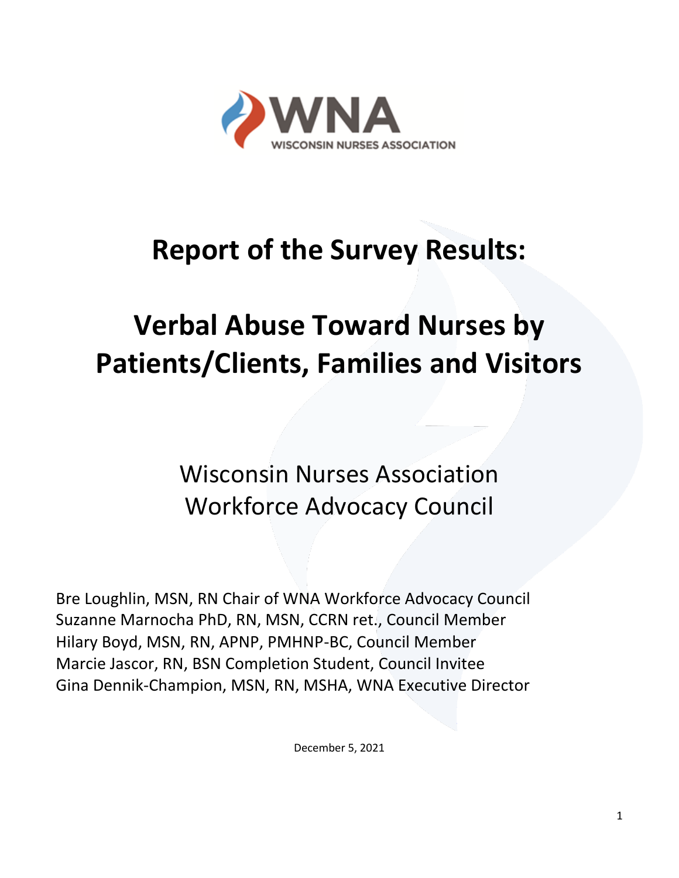WNA

WISCONSIN NURSES ASSOCIATION

# Report of the Survey Results:

# Verbal Abuse Toward Nurses by Patients/Clients, Families and Visitors

## Wisconsin Nurses Association Workforce Advocacy Council

Bre Loughlin, MSN, RN Chair of WNA Workforce Advocacy Council
Suzanne Marnocha PhD, RN, MSN, CCRN ret., Council Member
Hilary Boyd, MSN, RN, APNP, PMHNP-BC, Council Member
Marcie Jascor, RN, BSN Completion Student, Council Invitee
Gina Dennik-Champion, MSN, RN, MSHA, WNA Executive Director

December 5, 2021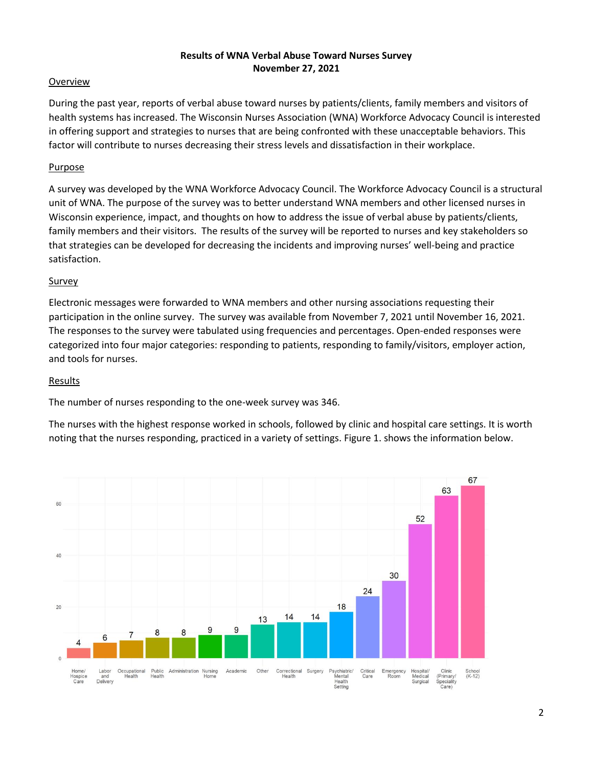**Results of WNA Verbal Abuse Toward Nurses Survey**
**November 27, 2021**

## Overview

During the past year, reports of verbal abuse toward nurses by patients/clients, family members and visitors of health systems has increased. The Wisconsin Nurses Association (WNA) Workforce Advocacy Council is interested in offering support and strategies to nurses that are being confronted with these unacceptable behaviors. This factor will contribute to nurses decreasing their stress levels and dissatisfaction in their workplace.

## Purpose

A survey was developed by the WNA Workforce Advocacy Council. The Workforce Advocacy Council is a structural unit of WNA. The purpose of the survey was to better understand WNA members and other licensed nurses in Wisconsin experience, impact, and thoughts on how to address the issue of verbal abuse by patients/clients, family members and their visitors. The results of the survey will be reported to nurses and key stakeholders so that strategies can be developed for decreasing the incidents and improving nurses' well-being and practice satisfaction.

## Survey

Electronic messages were forwarded to WNA members and other nursing associations requesting their participation in the online survey. The survey was available from November 7, 2021 until November 16, 2021. The responses to the survey were tabulated using frequencies and percentages. Open-ended responses were categorized into four major categories: responding to patients, responding to family/visitors, employer action, and tools for nurses.

## Results

The number of nurses responding to the one-week survey was 346.

The nurses with the highest response worked in schools, followed by clinic and hospital care settings. It is worth noting that the nurses responding, practiced in a variety of settings. Figure 1. shows the information below.

| Setting | Number |
|---|---|
| Home/Hospice Care | 4 |
| Labor and Delivery | 6 |
| Occupational Health | 7 |
| Public Health | 8 |
| Administration | 8 |
| Nursing Home | 9 |
| Academic | 9 |
| Other | 13 |
| Correctional Health | 14 |
| Surgery | 14 |
| Psychiatric/Mental Health Setting | 18 |
| Critical Care | 24 |
| Emergency Room | 30 |
| Hospital/Medical Surgical | 52 |
| Clinic (Primary/Speciality Care) | 63 |
| School (K-12) | 67 |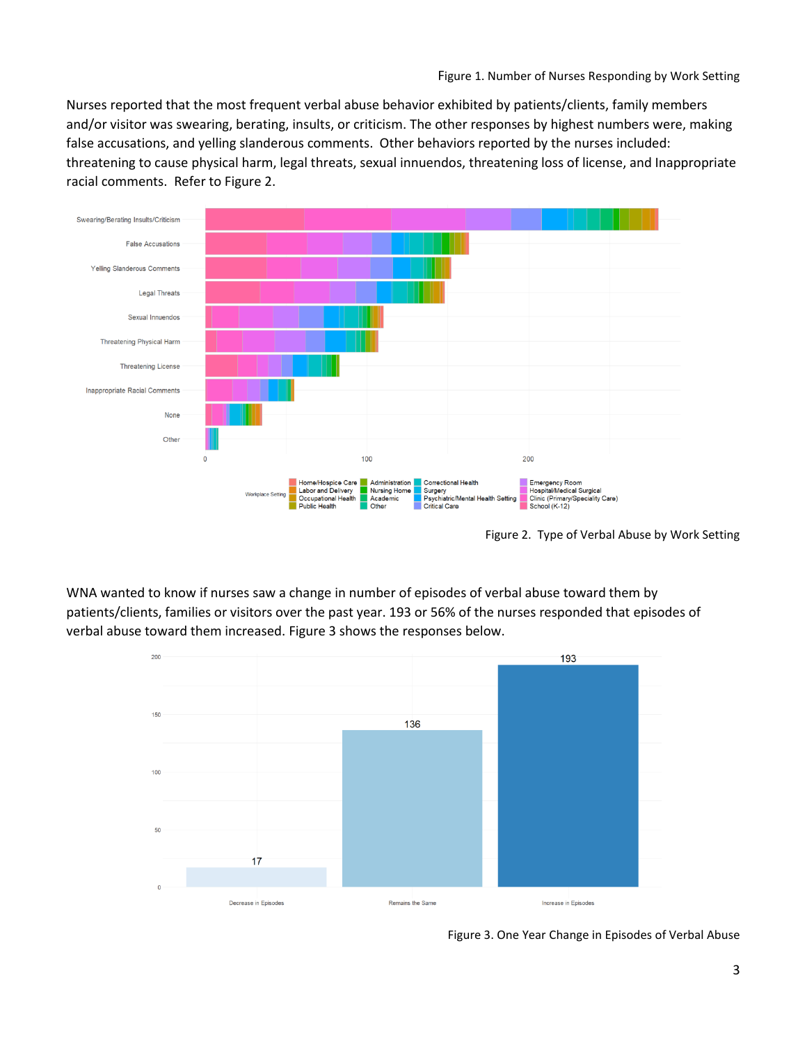Figure 1. Number of Nurses Responding by Work Setting

Nurses reported that the most frequent verbal abuse behavior exhibited by patients/clients, family members and/or visitor was swearing, berating, insults, or criticism. The other responses by highest numbers were, making false accusations, and yelling slanderous comments. Other behaviors reported by the nurses included: threatening to cause physical harm, legal threats, sexual innuendos, threatening loss of license, and Inappropriate racial comments. Refer to Figure 2.

Figure 2. Type of Verbal Abuse by Work Setting

WNA wanted to know if nurses saw a change in number of episodes of verbal abuse toward them by patients/clients, families or visitors over the past year. 193 or 56% of the nurses responded that episodes of verbal abuse toward them increased. Figure 3 shows the responses below.

Figure 3. One Year Change in Episodes of Verbal Abuse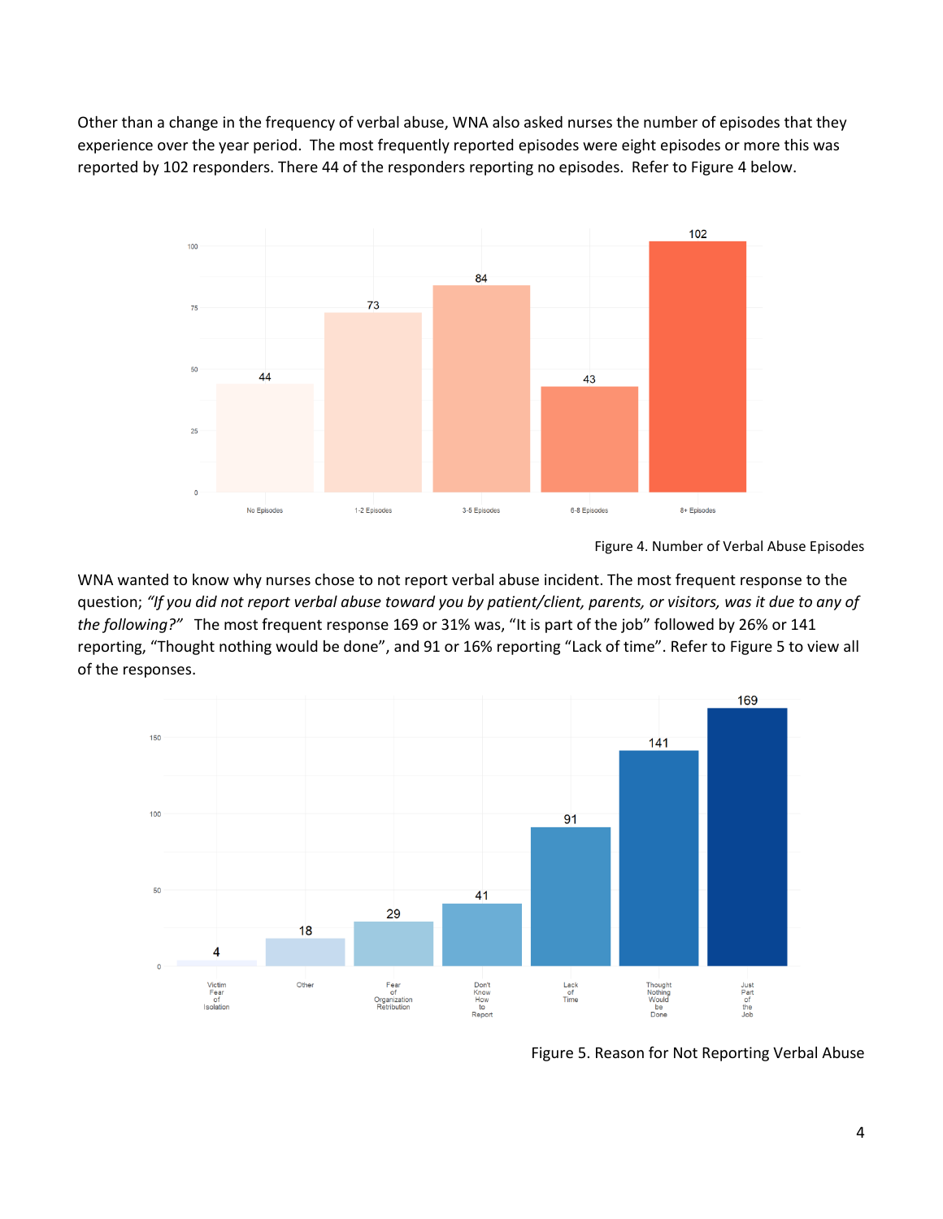Other than a change in the frequency of verbal abuse, WNA also asked nurses the number of episodes that they experience over the year period. The most frequently reported episodes were eight episodes or more this was reported by 102 responders. There 44 of the responders reporting no episodes. Refer to Figure 4 below.

Figure 4. Number of Verbal Abuse Episodes

WNA wanted to know why nurses chose to not report verbal abuse incident. The most frequent response to the question; *"If you did not report verbal abuse toward you by patient/client, parents, or visitors, was it due to any of the following?"* The most frequent response 169 or 31% was, "It is part of the job" followed by 26% or 141 reporting, "Thought nothing would be done", and 91 or 16% reporting "Lack of time". Refer to Figure 5 to view all of the responses.

Figure 5. Reason for Not Reporting Verbal Abuse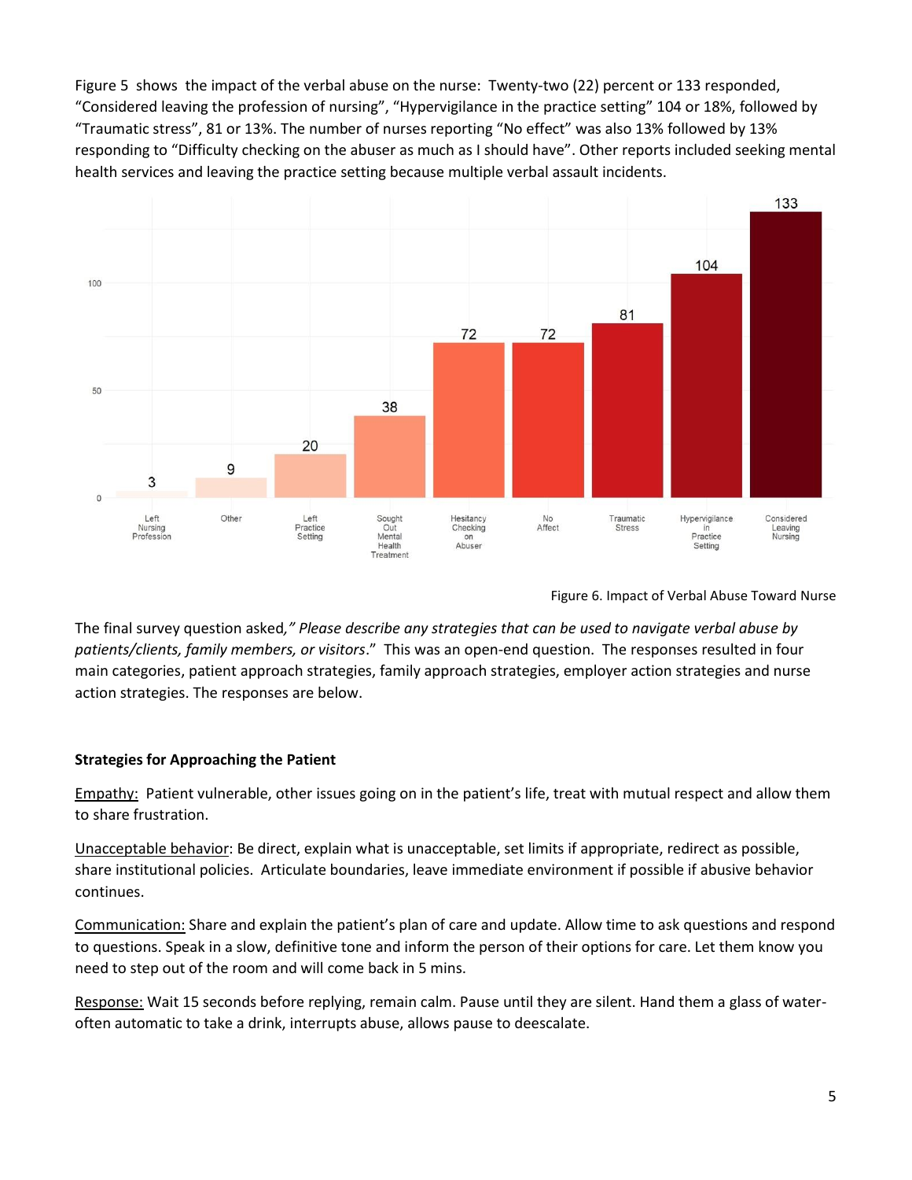Figure 5 shows the impact of the verbal abuse on the nurse: Twenty-two (22) percent or 133 responded, “Considered leaving the profession of nursing”, “Hypervigilance in the practice setting” 104 or 18%, followed by “Traumatic stress”, 81 or 13%. The number of nurses reporting “No effect” was also 13% followed by 13% responding to “Difficulty checking on the abuser as much as I should have”. Other reports included seeking mental health services and leaving the practice setting because multiple verbal assault incidents.

| Impact | Count |
| --- | --- |
| Left Nursing Profession | 3 |
| Other | 9 |
| Left Practice Setting | 20 |
| Sought Out Mental Health Treatment | 38 |
| Hesitancy Checking on Abuser | 72 |
| No Affect | 72 |
| Traumatic Stress | 81 |
| Hypervigilance in Practice Setting | 104 |
| Considered Leaving Nursing | 133 |

Figure 6. Impact of Verbal Abuse Toward Nurse

The final survey question asked,*” Please describe any strategies that can be used to navigate verbal abuse by patients/clients, family members, or visitors*.” This was an open-end question. The responses resulted in four main categories, patient approach strategies, family approach strategies, employer action strategies and nurse action strategies. The responses are below.

**Strategies for Approaching the Patient**

<u>Empathy:</u> Patient vulnerable, other issues going on in the patient’s life, treat with mutual respect and allow them to share frustration.

<u>Unacceptable behavior</u>: Be direct, explain what is unacceptable, set limits if appropriate, redirect as possible, share institutional policies. Articulate boundaries, leave immediate environment if possible if abusive behavior continues.

<u>Communication:</u> Share and explain the patient’s plan of care and update. Allow time to ask questions and respond to questions. Speak in a slow, definitive tone and inform the person of their options for care. Let them know you need to step out of the room and will come back in 5 mins.

<u>Response:</u> Wait 15 seconds before replying, remain calm. Pause until they are silent. Hand them a glass of water- often automatic to take a drink, interrupts abuse, allows pause to deescalate.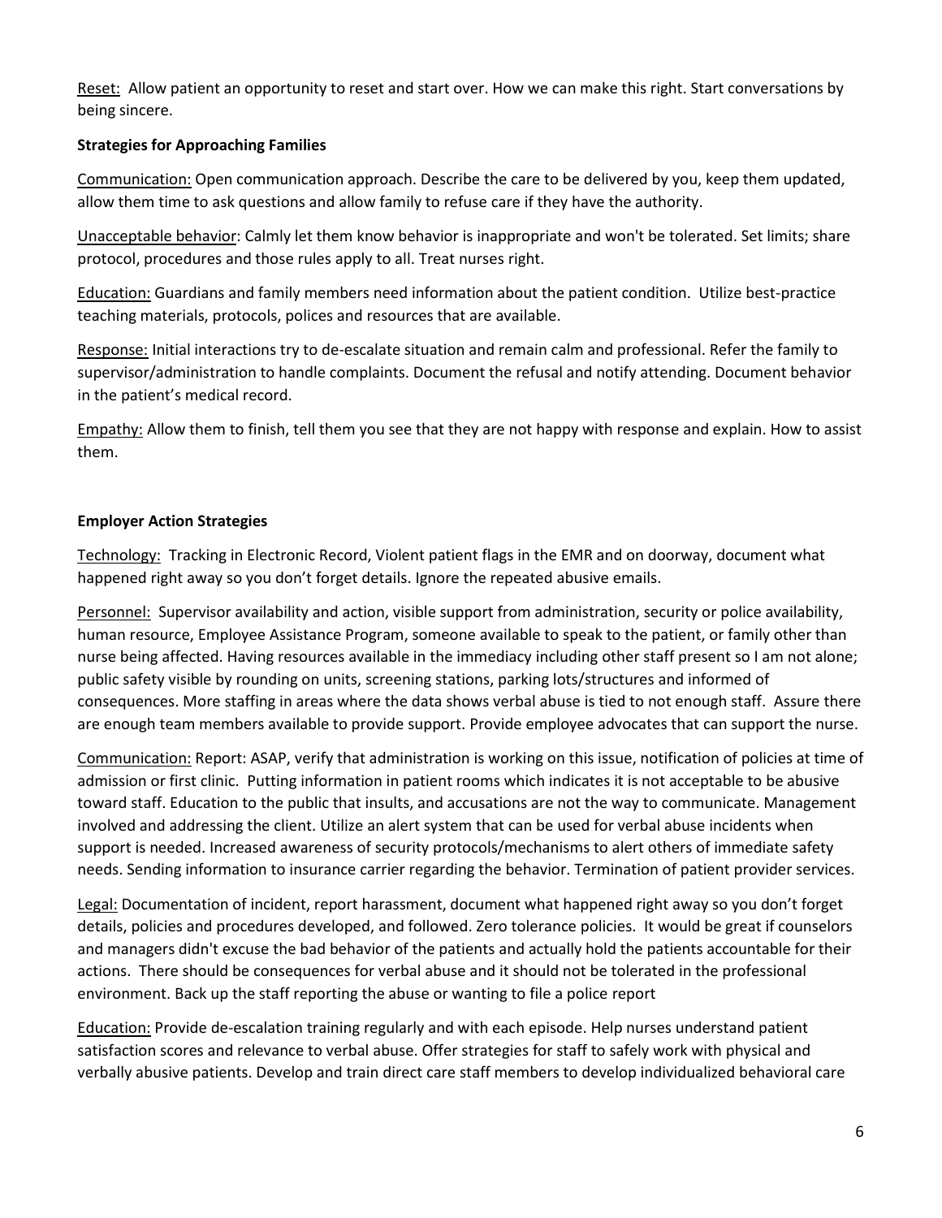Reset: Allow patient an opportunity to reset and start over. How we can make this right. Start conversations by being sincere.

**Strategies for Approaching Families**

Communication: Open communication approach. Describe the care to be delivered by you, keep them updated, allow them time to ask questions and allow family to refuse care if they have the authority.

Unacceptable behavior: Calmly let them know behavior is inappropriate and won't be tolerated. Set limits; share protocol, procedures and those rules apply to all. Treat nurses right.

Education: Guardians and family members need information about the patient condition. Utilize best-practice teaching materials, protocols, polices and resources that are available.

Response: Initial interactions try to de-escalate situation and remain calm and professional. Refer the family to supervisor/administration to handle complaints. Document the refusal and notify attending. Document behavior in the patient's medical record.

Empathy: Allow them to finish, tell them you see that they are not happy with response and explain. How to assist them.

**Employer Action Strategies**

Technology: Tracking in Electronic Record, Violent patient flags in the EMR and on doorway, document what happened right away so you don't forget details. Ignore the repeated abusive emails.

Personnel: Supervisor availability and action, visible support from administration, security or police availability, human resource, Employee Assistance Program, someone available to speak to the patient, or family other than nurse being affected. Having resources available in the immediacy including other staff present so I am not alone; public safety visible by rounding on units, screening stations, parking lots/structures and informed of consequences. More staffing in areas where the data shows verbal abuse is tied to not enough staff. Assure there are enough team members available to provide support. Provide employee advocates that can support the nurse.

Communication: Report: ASAP, verify that administration is working on this issue, notification of policies at time of admission or first clinic. Putting information in patient rooms which indicates it is not acceptable to be abusive toward staff. Education to the public that insults, and accusations are not the way to communicate. Management involved and addressing the client. Utilize an alert system that can be used for verbal abuse incidents when support is needed. Increased awareness of security protocols/mechanisms to alert others of immediate safety needs. Sending information to insurance carrier regarding the behavior. Termination of patient provider services.

Legal: Documentation of incident, report harassment, document what happened right away so you don't forget details, policies and procedures developed, and followed. Zero tolerance policies. It would be great if counselors and managers didn't excuse the bad behavior of the patients and actually hold the patients accountable for their actions. There should be consequences for verbal abuse and it should not be tolerated in the professional environment. Back up the staff reporting the abuse or wanting to file a police report

Education: Provide de-escalation training regularly and with each episode. Help nurses understand patient satisfaction scores and relevance to verbal abuse. Offer strategies for staff to safely work with physical and verbally abusive patients. Develop and train direct care staff members to develop individualized behavioral care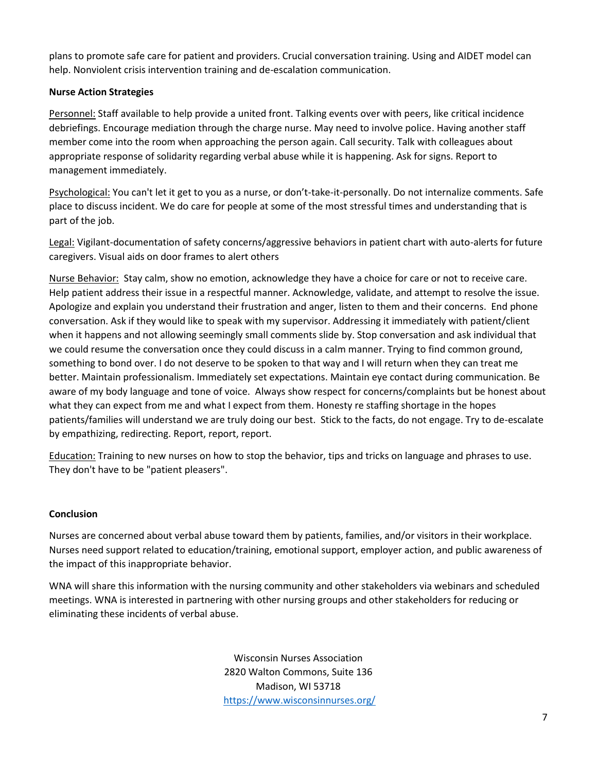plans to promote safe care for patient and providers. Crucial conversation training. Using and AIDET model can help. Nonviolent crisis intervention training and de-escalation communication.

**Nurse Action Strategies**

Personnel: Staff available to help provide a united front. Talking events over with peers, like critical incidence debriefings. Encourage mediation through the charge nurse. May need to involve police. Having another staff member come into the room when approaching the person again. Call security. Talk with colleagues about appropriate response of solidarity regarding verbal abuse while it is happening. Ask for signs. Report to management immediately.

Psychological: You can't let it get to you as a nurse, or don't-take-it-personally. Do not internalize comments. Safe place to discuss incident. We do care for people at some of the most stressful times and understanding that is part of the job.

Legal: Vigilant-documentation of safety concerns/aggressive behaviors in patient chart with auto-alerts for future caregivers. Visual aids on door frames to alert others

Nurse Behavior: Stay calm, show no emotion, acknowledge they have a choice for care or not to receive care. Help patient address their issue in a respectful manner. Acknowledge, validate, and attempt to resolve the issue. Apologize and explain you understand their frustration and anger, listen to them and their concerns. End phone conversation. Ask if they would like to speak with my supervisor. Addressing it immediately with patient/client when it happens and not allowing seemingly small comments slide by. Stop conversation and ask individual that we could resume the conversation once they could discuss in a calm manner. Trying to find common ground, something to bond over. I do not deserve to be spoken to that way and I will return when they can treat me better. Maintain professionalism. Immediately set expectations. Maintain eye contact during communication. Be aware of my body language and tone of voice. Always show respect for concerns/complaints but be honest about what they can expect from me and what I expect from them. Honesty re staffing shortage in the hopes patients/families will understand we are truly doing our best. Stick to the facts, do not engage. Try to de-escalate by empathizing, redirecting. Report, report, report.

Education: Training to new nurses on how to stop the behavior, tips and tricks on language and phrases to use. They don't have to be "patient pleasers".

**Conclusion**

Nurses are concerned about verbal abuse toward them by patients, families, and/or visitors in their workplace. Nurses need support related to education/training, emotional support, employer action, and public awareness of the impact of this inappropriate behavior.

WNA will share this information with the nursing community and other stakeholders via webinars and scheduled meetings. WNA is interested in partnering with other nursing groups and other stakeholders for reducing or eliminating these incidents of verbal abuse.

Wisconsin Nurses Association
2820 Walton Commons, Suite 136
Madison, WI 53718
https://www.wisconsinnurses.org/